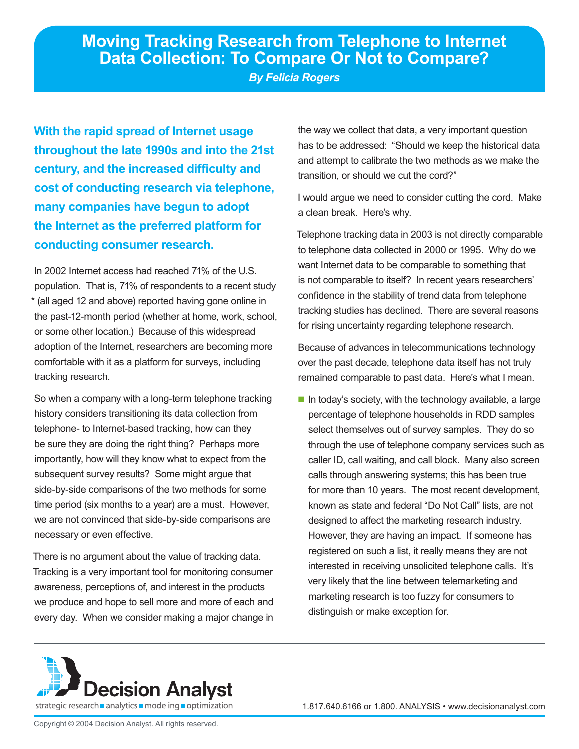# Moving Tracking Research from Telephone to Internet Data Collection: To Compare Or Not to Compare?

***By Felicia Rogers***

**With the rapid spread of Internet usage throughout the late 1990s and into the 21st century, and the increased difficulty and cost of conducting research via telephone, many companies have begun to adopt the Internet as the preferred platform for conducting consumer research.**

In 2002 Internet access had reached 71% of the U.S. population. That is, 71% of respondents to a recent study * (all aged 12 and above) reported having gone online in the past-12-month period (whether at home, work, school, or some other location.) Because of this widespread adoption of the Internet, researchers are becoming more comfortable with it as a platform for surveys, including tracking research.

So when a company with a long-term telephone tracking history considers transitioning its data collection from telephone- to Internet-based tracking, how can they be sure they are doing the right thing? Perhaps more importantly, how will they know what to expect from the subsequent survey results? Some might argue that side-by-side comparisons of the two methods for some time period (six months to a year) are a must. However, we are not convinced that side-by-side comparisons are necessary or even effective.

There is no argument about the value of tracking data. Tracking is a very important tool for monitoring consumer awareness, perceptions of, and interest in the products we produce and hope to sell more and more of each and every day. When we consider making a major change in the way we collect that data, a very important question has to be addressed: "Should we keep the historical data and attempt to calibrate the two methods as we make the transition, or should we cut the cord?"

I would argue we need to consider cutting the cord. Make a clean break. Here's why.

Telephone tracking data in 2003 is not directly comparable to telephone data collected in 2000 or 1995. Why do we want Internet data to be comparable to something that is not comparable to itself? In recent years researchers' confidence in the stability of trend data from telephone tracking studies has declined. There are several reasons for rising uncertainty regarding telephone research.

Because of advances in telecommunications technology over the past decade, telephone data itself has not truly remained comparable to past data. Here's what I mean.

- In today's society, with the technology available, a large percentage of telephone households in RDD samples select themselves out of survey samples. They do so through the use of telephone company services such as caller ID, call waiting, and call block. Many also screen calls through answering systems; this has been true for more than 10 years. The most recent development, known as state and federal "Do Not Call" lists, are not designed to affect the marketing research industry. However, they are having an impact. If someone has registered on such a list, it really means they are not interested in receiving unsolicited telephone calls. It's very likely that the line between telemarketing and marketing research is too fuzzy for consumers to distinguish or make exception for.

Decision Analyst
strategic research ■ analytics ■ modeling ■ optimization

1.817.640.6166 or 1.800. ANALYSIS • www.decisionanalyst.com

Copyright © 2004 Decision Analyst. All rights reserved.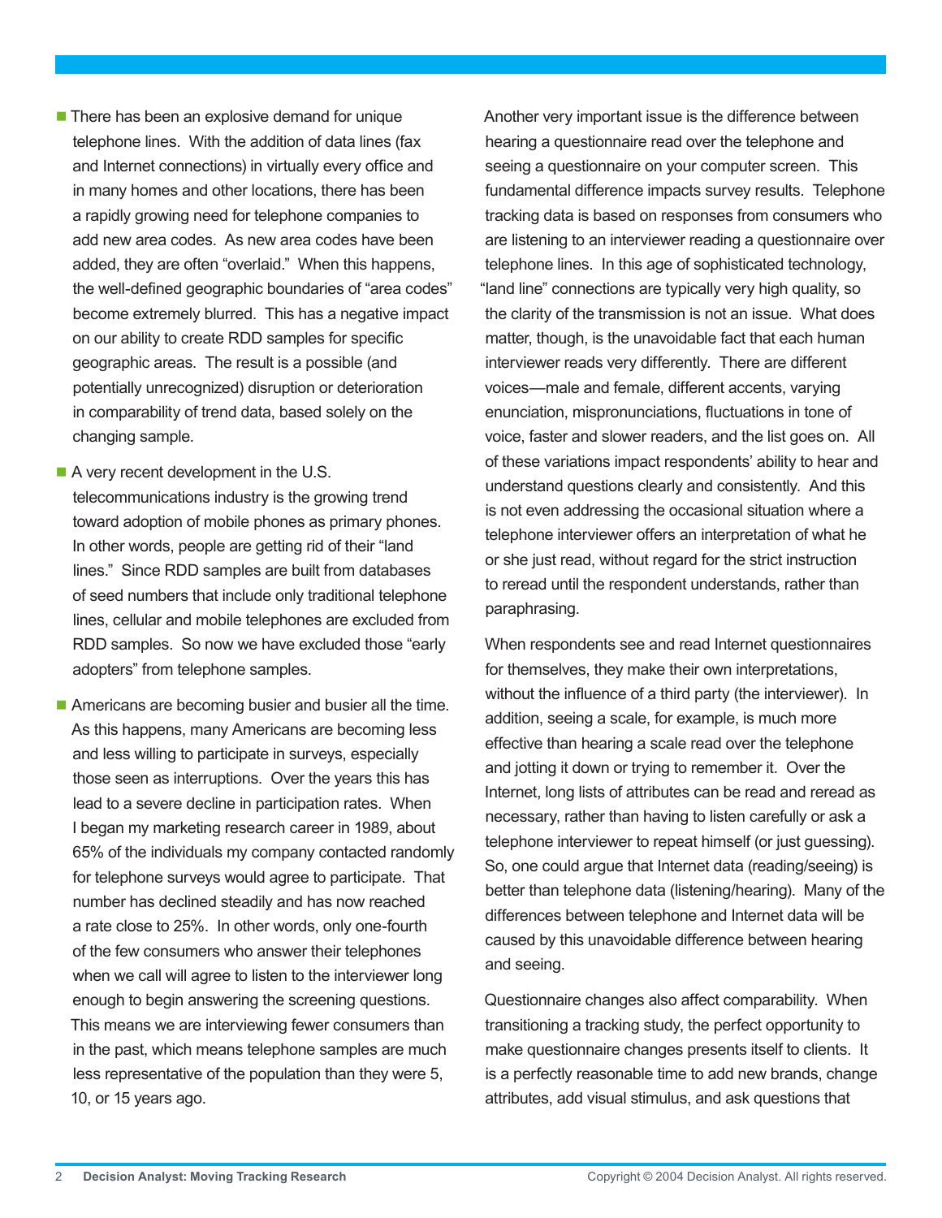- There has been an explosive demand for unique telephone lines. With the addition of data lines (fax and Internet connections) in virtually every office and in many homes and other locations, there has been a rapidly growing need for telephone companies to add new area codes. As new area codes have been added, they are often "overlaid." When this happens, the well-defined geographic boundaries of "area codes" become extremely blurred. This has a negative impact on our ability to create RDD samples for specific geographic areas. The result is a possible (and potentially unrecognized) disruption or deterioration in comparability of trend data, based solely on the changing sample.
- A very recent development in the U.S. telecommunications industry is the growing trend toward adoption of mobile phones as primary phones. In other words, people are getting rid of their "land lines." Since RDD samples are built from databases of seed numbers that include only traditional telephone lines, cellular and mobile telephones are excluded from RDD samples. So now we have excluded those "early adopters" from telephone samples.
- Americans are becoming busier and busier all the time. As this happens, many Americans are becoming less and less willing to participate in surveys, especially those seen as interruptions. Over the years this has lead to a severe decline in participation rates. When I began my marketing research career in 1989, about 65% of the individuals my company contacted randomly for telephone surveys would agree to participate. That number has declined steadily and has now reached a rate close to 25%. In other words, only one-fourth of the few consumers who answer their telephones when we call will agree to listen to the interviewer long enough to begin answering the screening questions. This means we are interviewing fewer consumers than in the past, which means telephone samples are much less representative of the population than they were 5, 10, or 15 years ago.

Another very important issue is the difference between hearing a questionnaire read over the telephone and seeing a questionnaire on your computer screen. This fundamental difference impacts survey results. Telephone tracking data is based on responses from consumers who are listening to an interviewer reading a questionnaire over telephone lines. In this age of sophisticated technology, "land line" connections are typically very high quality, so the clarity of the transmission is not an issue. What does matter, though, is the unavoidable fact that each human interviewer reads very differently. There are different voices—male and female, different accents, varying enunciation, mispronunciations, fluctuations in tone of voice, faster and slower readers, and the list goes on. All of these variations impact respondents' ability to hear and understand questions clearly and consistently. And this is not even addressing the occasional situation where a telephone interviewer offers an interpretation of what he or she just read, without regard for the strict instruction to reread until the respondent understands, rather than paraphrasing.

When respondents see and read Internet questionnaires for themselves, they make their own interpretations, without the influence of a third party (the interviewer). In addition, seeing a scale, for example, is much more effective than hearing a scale read over the telephone and jotting it down or trying to remember it. Over the Internet, long lists of attributes can be read and reread as necessary, rather than having to listen carefully or ask a telephone interviewer to repeat himself (or just guessing). So, one could argue that Internet data (reading/seeing) is better than telephone data (listening/hearing). Many of the differences between telephone and Internet data will be caused by this unavoidable difference between hearing and seeing.

Questionnaire changes also affect comparability. When transitioning a tracking study, the perfect opportunity to make questionnaire changes presents itself to clients. It is a perfectly reasonable time to add new brands, change attributes, add visual stimulus, and ask questions that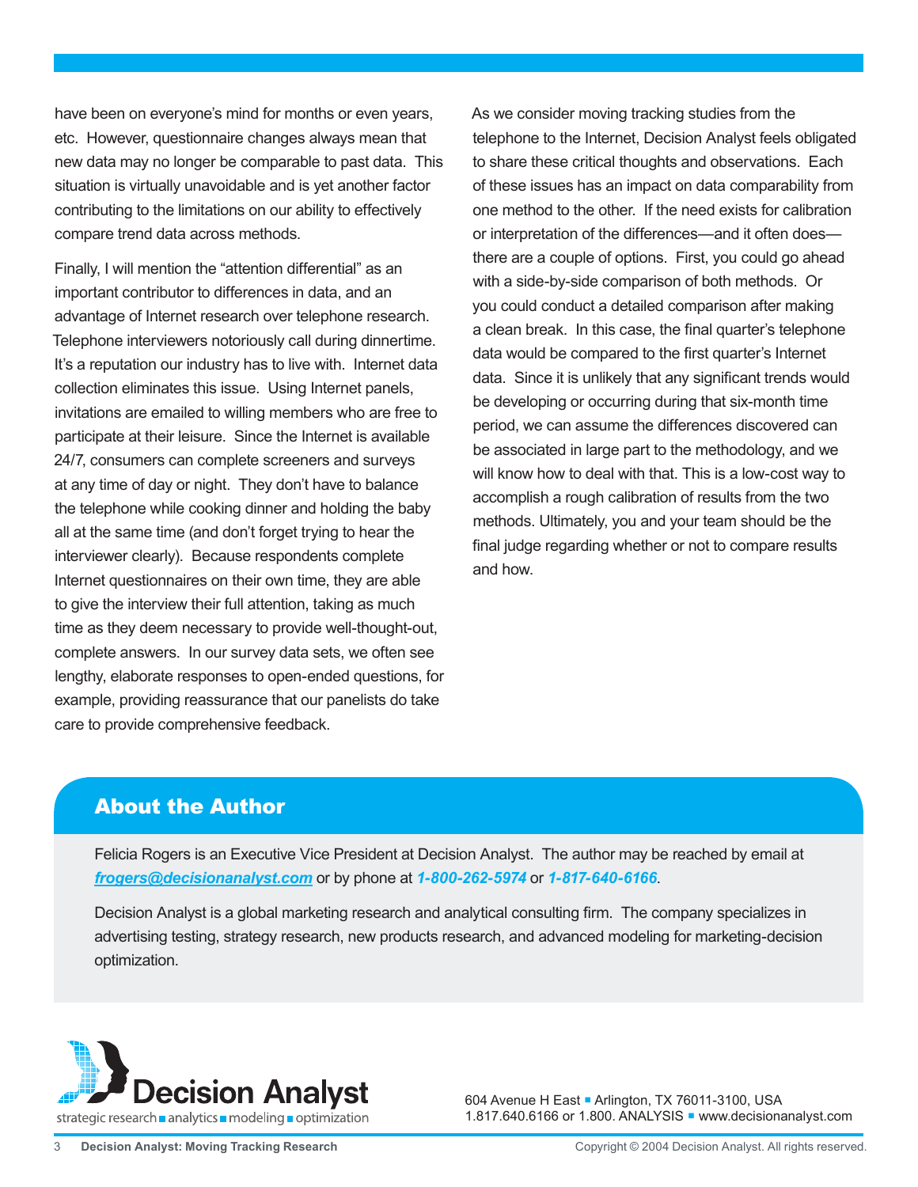have been on everyone's mind for months or even years, etc. However, questionnaire changes always mean that new data may no longer be comparable to past data. This situation is virtually unavoidable and is yet another factor contributing to the limitations on our ability to effectively compare trend data across methods.

Finally, I will mention the "attention differential" as an important contributor to differences in data, and an advantage of Internet research over telephone research. Telephone interviewers notoriously call during dinnertime. It's a reputation our industry has to live with. Internet data collection eliminates this issue. Using Internet panels, invitations are emailed to willing members who are free to participate at their leisure. Since the Internet is available 24/7, consumers can complete screeners and surveys at any time of day or night. They don't have to balance the telephone while cooking dinner and holding the baby all at the same time (and don't forget trying to hear the interviewer clearly). Because respondents complete Internet questionnaires on their own time, they are able to give the interview their full attention, taking as much time as they deem necessary to provide well-thought-out, complete answers. In our survey data sets, we often see lengthy, elaborate responses to open-ended questions, for example, providing reassurance that our panelists do take care to provide comprehensive feedback.

As we consider moving tracking studies from the telephone to the Internet, Decision Analyst feels obligated to share these critical thoughts and observations. Each of these issues has an impact on data comparability from one method to the other. If the need exists for calibration or interpretation of the differences—and it often does—there are a couple of options. First, you could go ahead with a side-by-side comparison of both methods. Or you could conduct a detailed comparison after making a clean break. In this case, the final quarter's telephone data would be compared to the first quarter's Internet data. Since it is unlikely that any significant trends would be developing or occurring during that six-month time period, we can assume the differences discovered can be associated in large part to the methodology, and we will know how to deal with that. This is a low-cost way to accomplish a rough calibration of results from the two methods. Ultimately, you and your team should be the final judge regarding whether or not to compare results and how.

## About the Author

Felicia Rogers is an Executive Vice President at Decision Analyst. The author may be reached by email at ***frogers@decisionanalyst.com*** or by phone at ***1-800-262-5974*** or ***1-817-640-6166***.

Decision Analyst is a global marketing research and analytical consulting firm. The company specializes in advertising testing, strategy research, new products research, and advanced modeling for marketing-decision optimization.

Decision Analyst
strategic research ■ analytics ■ modeling ■ optimization

604 Avenue H East ■ Arlington, TX 76011-3100, USA
1.817.640.6166 or 1.800. ANALYSIS ■ www.decisionanalyst.com

Copyright © 2004 Decision Analyst. All rights reserved.